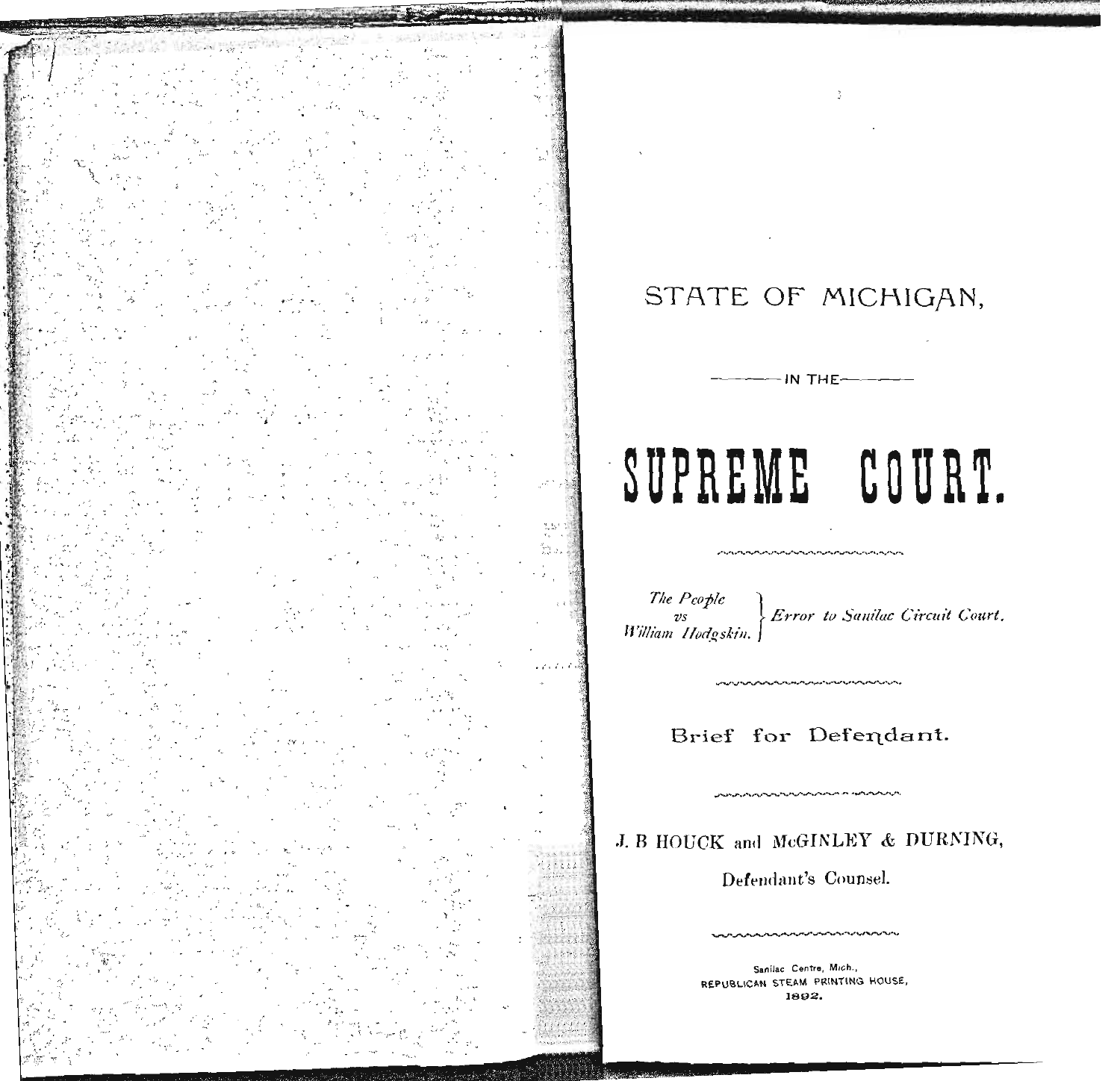STATE OF MICHIGAN,

IN THE

# SUPREME COURT.

*The People* vs *William Hodgskin.* } *Error to Sanilac Circuit Court.*

## Brief for Defendant.

J. B HOUCK and McGINLEY & DURNING,

Defendant's Counsel.

Sanilac Centre, Mich.,
REPUBLICAN STEAM PRINTING HOUSE,
1892.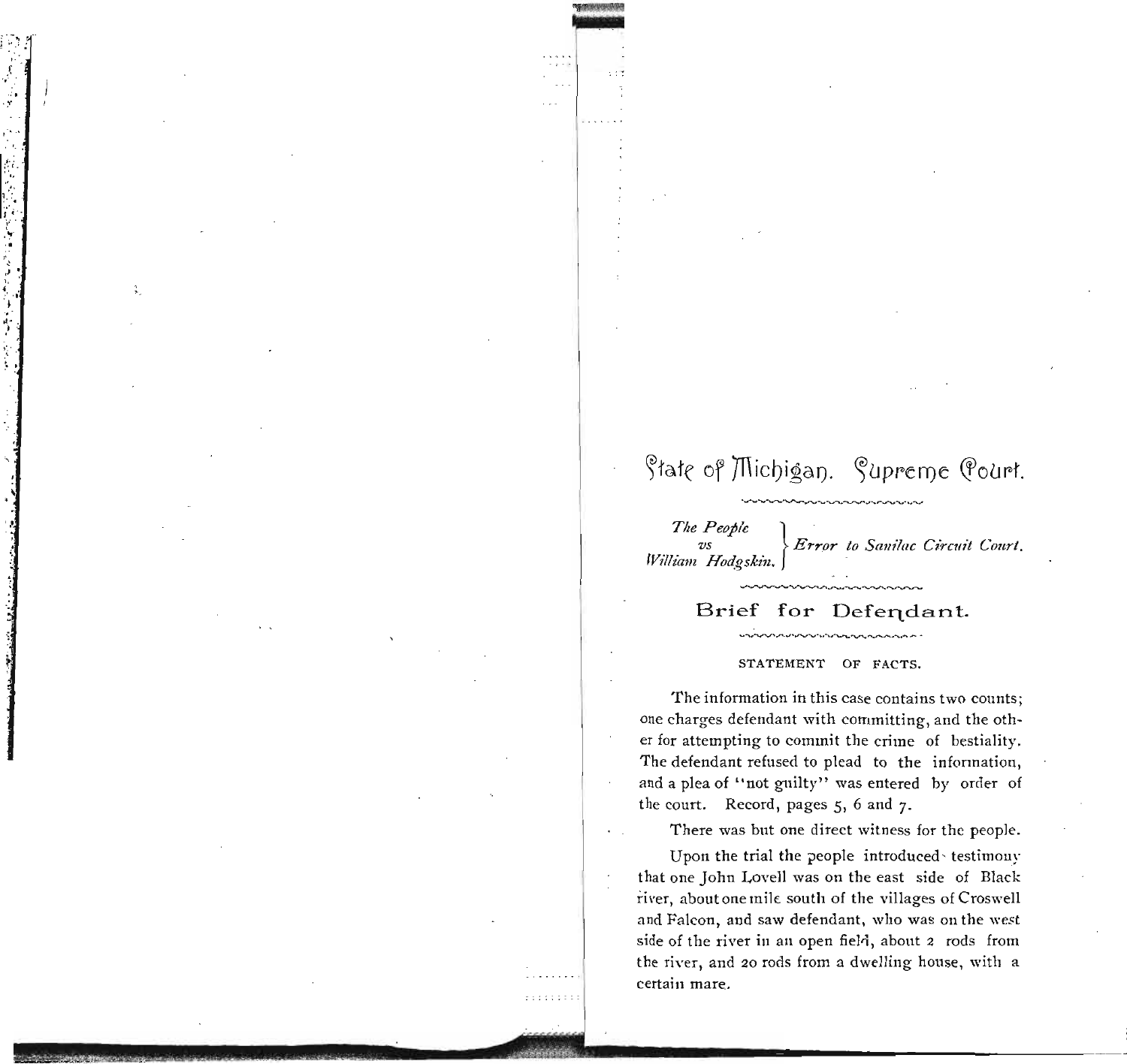# State of Michigan. Supreme Court.

*The People*
*vs*
*William Hodgskin.*
*Error to Sanilac Circuit Court.*

## Brief for Defendant.

### STATEMENT OF FACTS.

The information in this case contains two counts; one charges defendant with committing, and the other for attempting to commit the crime of bestiality. The defendant refused to plead to the information, and a plea of "not guilty" was entered by order of the court. Record, pages 5, 6 and 7.

There was but one direct witness for the people.

Upon the trial the people introduced testimony that one John Lovell was on the east side of Black river, about one mile south of the villages of Croswell and Falcon, and saw defendant, who was on the west side of the river in an open field, about 2 rods from the river, and 20 rods from a dwelling house, with a certain mare.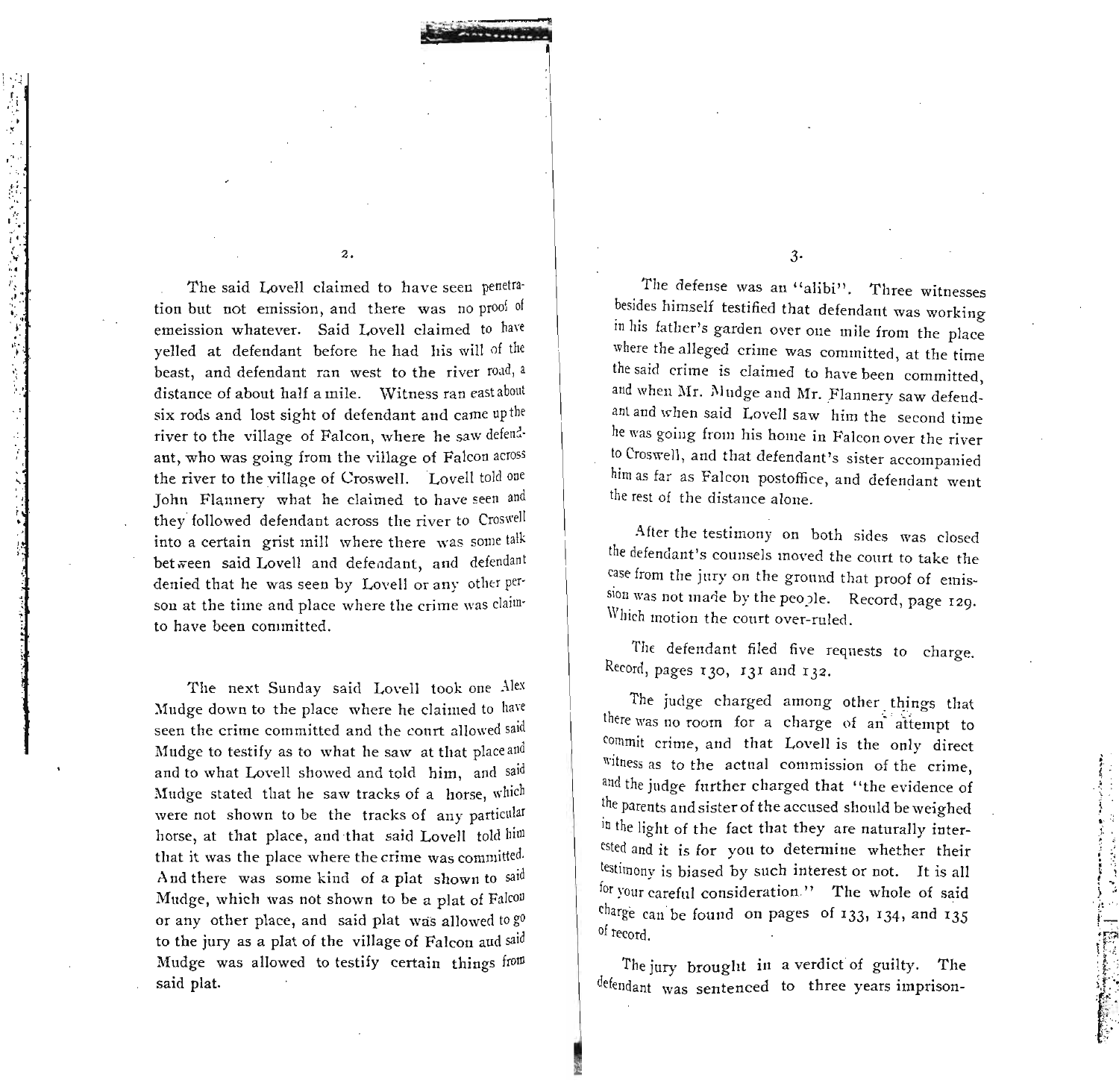The said Lovell claimed to have seen penetration but not emission, and there was no proof of emeission whatever. Said Lovell claimed to have yelled at defendant before he had his will of the beast, and defendant ran west to the river road, a distance of about half a mile. Witness ran east about six rods and lost sight of defendant and came up the river to the village of Falcon, where he saw defendant, who was going from the village of Falcon across the river to the village of Croswell. Lovell told one John Flannery what he claimed to have seen and they followed defendant across the river to Croswell into a certain grist mill where there was some talk between said Lovell and defendant, and defendant denied that he was seen by Lovell or any other person at the time and place where the crime was claim- to have been committed.

The next Sunday said Lovell took one Alex Mudge down to the place where he claimed to have seen the crime committed and the court allowed said Mudge to testify as to what he saw at that place and and to what Lovell showed and told him, and said Mudge stated that he saw tracks of a horse, which were not shown to be the tracks of any particular horse, at that place, and that said Lovell told him that it was the place where the crime was committed. And there was some kind of a plat shown to said Mudge, which was not shown to be a plat of Falcon or any other place, and said plat was allowed to go to the jury as a plat of the village of Falcon aud said Mudge was allowed to testify certain things from said plat.

The defense was an "alibi". Three witnesses besides himself testified that defendant was working in his father's garden over one mile from the place where the alleged crime was committed, at the time the said crime is claimed to have been committed, and when Mr. Mudge and Mr. Flannery saw defendant and when said Lovell saw him the second time he was going from his home in Falcon over the river to Croswell, and that defendant's sister accompanied him as far as Falcon postoffice, and defendant went the rest of the distance alone.

After the testimony on both sides was closed the defendant's counsels moved the court to take the case from the jury on the ground that proof of emission was not made by the people. Record, page 129. Which motion the court over-ruled.

The defendant filed five requests to charge. Record, pages 130, 131 and 132.

The judge charged among other things that there was no room for a charge of an attempt to commit crime, and that Lovell is the only direct witness as to the actual commission of the crime, and the judge further charged that "the evidence of the parents and sister of the accused should be weighed in the light of the fact that they are naturally interested and it is for you to determine whether their testimony is biased by such interest or not. It is all for your careful consideration." The whole of said charge can be found on pages of 133, 134, and 135 of record.

The jury brought in a verdict of guilty. The defendant was sentenced to three years imprison-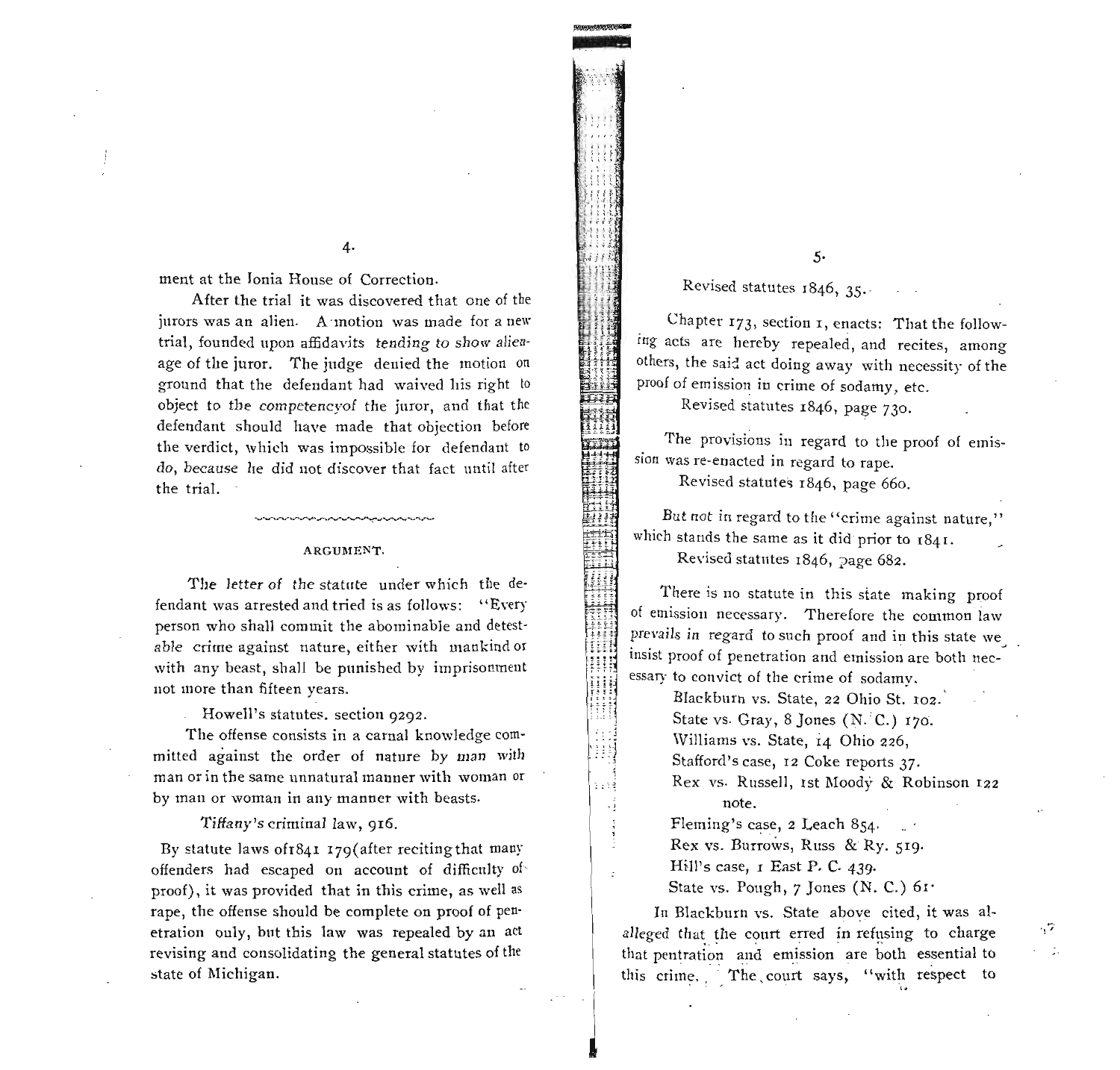ment at the Ionia House of Correction.

After the trial it was discovered that one of the jurors was an alien. A motion was made for a new trial, founded upon affidavits *tending to show alienage* of the juror. The judge denied the motion on ground that the defendant had waived his right to object to the *competencyof* the juror, and that the defendant should have made that objection before the verdict, which was impossible for defendant to *do, because* he did not discover that fact until after the trial.

## ARGUMENT.

The *letter* of *the* statute under which the defendant was arrested and tried is as follows: "Every person who shall commit the abominable and detestable crime against nature, either with mankind or with any beast, shall be punished by imprisonment not more than fifteen years.

Howell's statutes, section 9292.

The offense consists in a carnal knowledge committed against the order of nature by *man* with man or in the same unnatural manner with woman or by man or woman in any manner with beasts.

*Tiffany's* criminal law, 916.

By statute laws of1841 179(after reciting that many offenders had escaped on account of difficulty of proof), it was provided that in this crime, as well as rape, the offense should be complete on proof of penetration only, but this law was repealed by an act revising and consolidating the general statutes of the state of Michigan.

Revised statutes 1846, 35.

Chapter 173, section 1, enacts: That the following acts are hereby repealed, and recites, among others, the said act doing away with necessity of the proof of emission in crime of sodamy, etc.

Revised statutes 1846, page 730.

The provisions in regard to the proof of emission was re-enacted in regard to rape.

Revised statutes 1846, page 660.

*But not* in regard to the "crime against nature," which stands the same as it did prior to 1841.

Revised statutes 1846, page 682.

There is no statute in this state making proof of emission necessary. Therefore the common law *prevails in* regard to such proof and in this state we insist proof of penetration and emission are both necessary to convict of the crime of sodamy.

Blackburn vs. State, 22 Ohio St. 102.
State vs. Gray, 8 Jones (N. C.) 170.
Williams vs. State, 14 Ohio 226,
Stafford's case, 12 Coke reports 37.
Rex vs. Russell, 1st Moody & Robinson 122 note.
Fleming's case, 2 Leach 854.
Rex vs. Burrows, Russ & Ry. 519.
Hill's case, 1 East P. C. 439.
State vs. Pough, 7 Jones (N. C.) 61.

In Blackburn vs. State above cited, it was al*alleged that* the court erred in refusing to charge that pentration and emission are both essential to this crime. The court says, "with respect to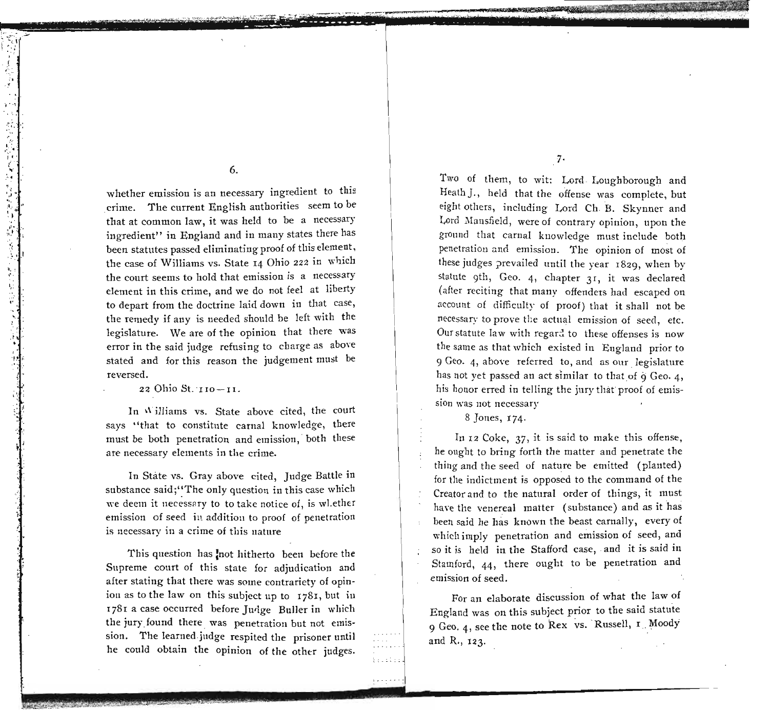whether emission is an necessary ingredient to this crime. The current English authorities seem to be that at common law, it was held to be a necessary ingredient" in England and in many states there has been statutes passed eliminating proof of this element, the case of Williams vs. State 14 Ohio 222 in which the court seems to hold that emission is a necessary element in this crime, and we do not feel at liberty to depart from the doctrine laid down in that case, the remedy if any is needed should be left with the legislature. We are of the opinion that there was error in the said judge refusing to charge as above stated and for this reason the judgement must be reversed.

22 Ohio St. 110—11.

In Williams vs. State above cited, the court says "that to constitute carnal knowledge, there must be both penetration and emission, both these are necessary elements in the crime.

In State vs. Gray above cited, Judge Battle in substance said;"The only question in this case which we deem it necessary to to take notice of, is whether emission of seed in addition to proof of penetration is necessary in a crime of this nature

This question has not hitherto been before the Supreme court of this state for adjudication and after stating that there was some contrariety of opinion as to the law on this subject up to 1781, but in 1781 a case occurred before Judge Buller in which the jury found there was penetration but not emission. The learned judge respited the prisoner until he could obtain the opinion of the other judges. Two of them, to wit: Lord Loughborough and Heath J., held that the offense was complete, but eight others, including Lord Ch. B. Skynner and Lord Mansfield, were of contrary opinion, upon the ground that carnal knowledge must include both penetration and emission. The opinion of most of these judges prevailed until the year 1829, when by statute 9th, Geo. 4, chapter 31, it was declared (after reciting that many offenders had escaped on account of difficulty of proof) that it shall not be necessary to prove the actual emission of seed, etc. Our statute law with regard to these offenses is now the same as that which existed in England prior to 9 Geo. 4, above referred to, and as our legislature has not yet passed an act similar to that of 9 Geo. 4, his honor erred in telling the jury that proof of emission was not necessary

8 Jones, 174.

In 12 Coke, 37, it is said to make this offense, he ought to bring forth the matter and penetrate the thing and the seed of nature be emitted (planted) for the indictment is opposed to the command of the Creator and to the natural order of things, it must have the venereal matter (substance) and as it has been said he has known the beast carnally, every of which imply penetration and emission of seed, and so it is held in the Stafford case, and it is said in Stamford, 44, there ought to be penetration and emission of seed.

For an elaborate discussion of what the law of England was on this subject prior to the said statute 9 Geo. 4, see the note to Rex vs. Russell, 1 Moody and R., 123.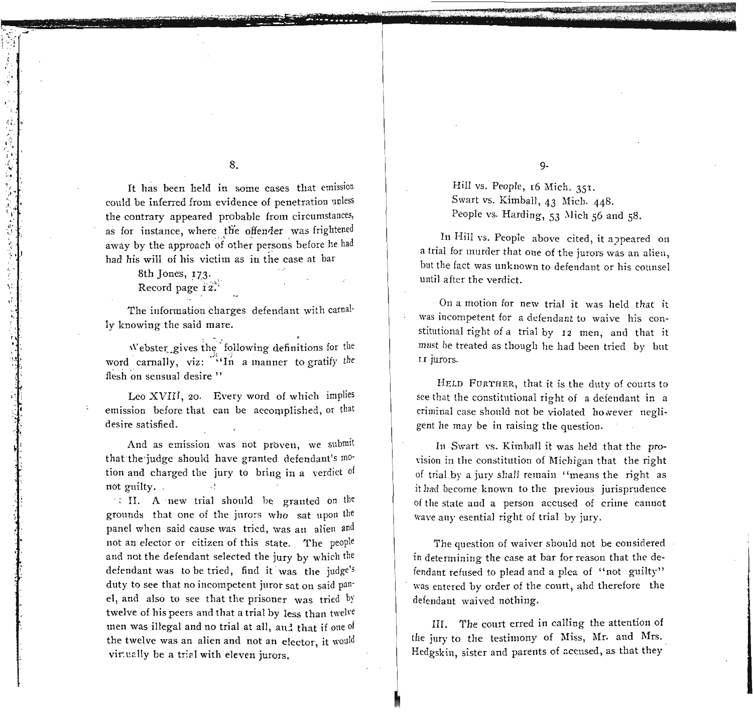It has been held in some cases that emission could be inferred from evidence of penetration unless the contrary appeared probable from circumstances, as for instance, where the offender was frightened away by the approach of other persons before he had had his will of his victim as in the case at bar

8th Jones, 173.
Record page 12.

The information charges defendant with carnally knowing the said mare.

Webster gives the following definitions for the word carnally, viz: "In a manner to gratify *the* flesh on sensual desire"

Leo XVIII, 20. Every word of which implies emission before that can be accomplished, or that desire satisfied.

And as emission was not proven, we submit that the judge should have granted defendant's motion and charged the jury to bring in a verdict of not guilty.

II. A new trial should be granted on the grounds that one of the jurors who sat upon the panel when said cause was tried, was an alien and not an elector or citizen of this state. The people and not the defendant selected the jury by which the defendant was to be tried, find it was the judge's duty to see that no incompetent juror sat on said panel, and also to see that the prisoner was tried by twelve of his peers and that a trial by less than twelve men was illegal and no trial at all, and that if one of the twelve was an alien and not an elector, it would virtually be a trial with eleven jurors.

Hill vs. People, 16 Mich. 351.
Swart vs. Kimball, 43 Mich. 448.
People vs. Harding, 53 Mich 56 and 58.

In Hill vs. People above cited, it appeared on a trial for murder that one of the jurors was an alien, but the fact was unknown to defendant or his counsel until after the verdict.

On a motion for new trial it was held *that* it was incompetent for a defendant to waive his constitutional right of a trial by 12 men, and that it *must* be treated as though he had been tried by but 11 jurors.

HELD FURTHER, that it is the duty of courts to see that the constitutional right of a defendant in a criminal case should not be violated however negligent he may be in raising the question.

In Swart vs. Kimball it was held that the *pro*vision in the constitution of Michigan that the right of trial by a jury *shall* remain "means the right as it *had* become known to the previous jurisprudence of the state and a person accused of crime cannot wave any esential right of trial by jury.

The question of waiver should not be considered in determining the case at bar for reason that the defendant refused to plead and a plea of "not guilty" was entered by order of the court, ahd therefore the defendant waived nothing.

III. The court erred in calling the attention of the jury to the testimony of Miss, Mr. and Mrs. Hedgskin, sister and parents of accused, as that they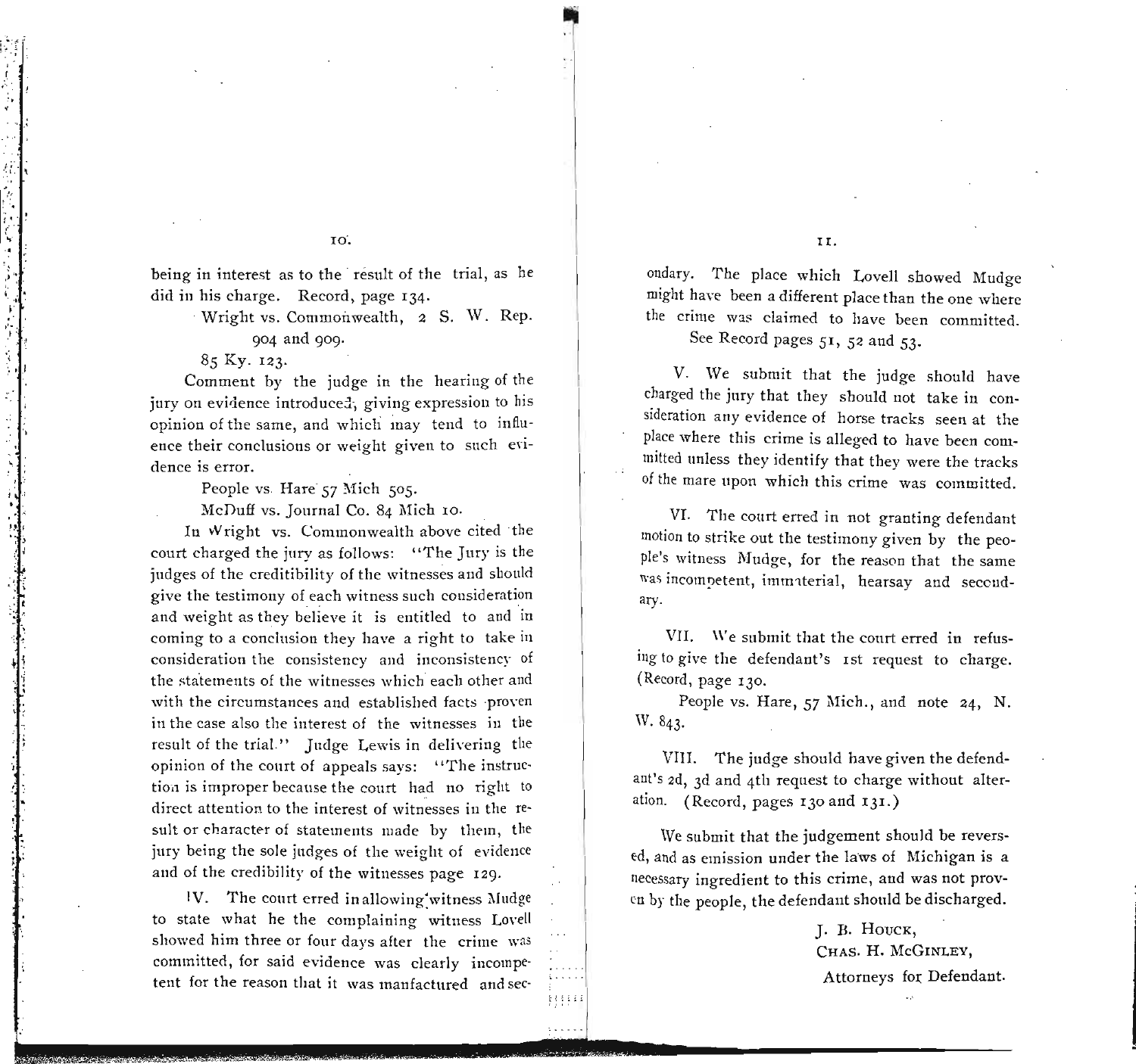being in interest as to the result of the trial, as he did in his charge. Record, page 134.

Wright vs. Commonwealth, 2 S. W. Rep. 904 and 909.

85 Ky. 123.

Comment by the judge in the hearing of the jury on evidence introduced, giving expression to his opinion of the same, and which may tend to influence their conclusions or weight given to such evidence is error.

People vs. Hare 57 Mich 505.

McDuff vs. Journal Co. 84 Mich 10.

In Wright vs. Commonwealth above cited the court charged the jury as follows: "The Jury is the judges of the creditibility of the witnesses and should give the testimony of each witness such consideration and weight as they believe it is entitled to and in coming to a conclusion they have a right to take in consideration the consistency and inconsistency of the statements of the witnesses which each other and with the circumstances and established facts proven in the case also the interest of the witnesses in the result of the trial." Judge Lewis in delivering the opinion of the court of appeals says: "The instruction is improper because the court had no right to direct attention to the interest of witnesses in the result or character of statements made by them, the jury being the sole judges of the weight of evidence and of the credibility of the witnesses page 129.

IV. The court erred in allowing witness Mudge to state what he the complaining witness Lovell showed him three or four days after the crime was committed, for said evidence was clearly incompetent for the reason that it was manfactured and secondary. The place which Lovell showed Mudge might have been a different place than the one where the crime was claimed to have been committed. See Record pages 51, 52 and 53.

V. We submit that the judge should have charged the jury that they should not take in consideration any evidence of horse tracks seen at the place where this crime is alleged to have been committed unless they identify that they were the tracks of the mare upon which this crime was committed.

VI. The court erred in not granting defendant motion to strike out the testimony given by the people's witness Mudge, for the reason that the same was incompetent, immaterial, hearsay and secondary.

VII. We submit that the court erred in refusing to give the defendant's 1st request to charge. (Record, page 130.

People vs. Hare, 57 Mich., and note 24, N. W. 843.

VIII. The judge should have given the defendant's 2d, 3d and 4th request to charge without alteration. (Record, pages 130 and 131.)

We submit that the judgement should be reversed, and as emission under the laws of Michigan is a necessary ingredient to this crime, and was not proven by the people, the defendant should be discharged.

J. B. Houck,
Chas. H. McGinley,
Attorneys for Defendant.